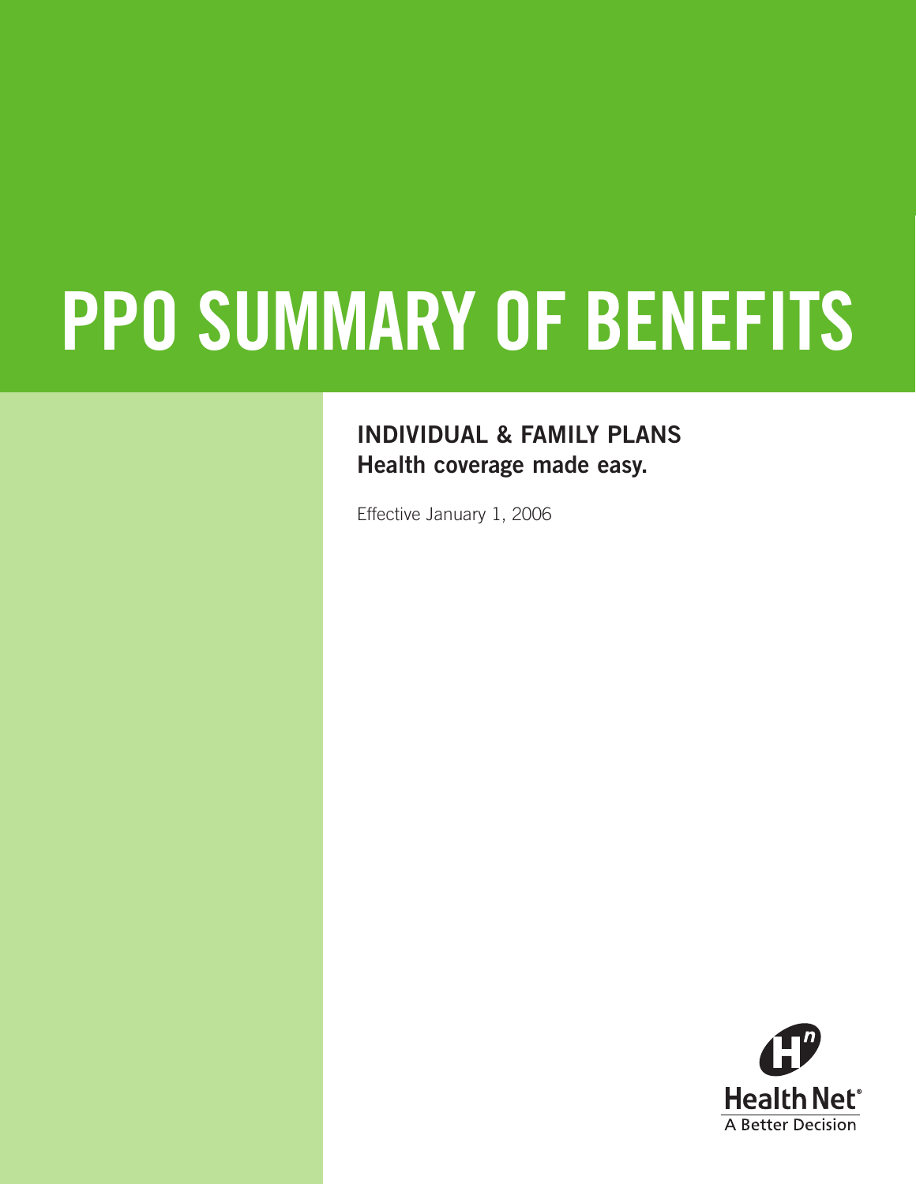# PPO SUMMARY OF BENEFITS

**INDIVIDUAL & FAMILY PLANS**
**Health coverage made easy.**

Effective January 1, 2006

Health Net®
A Better Decision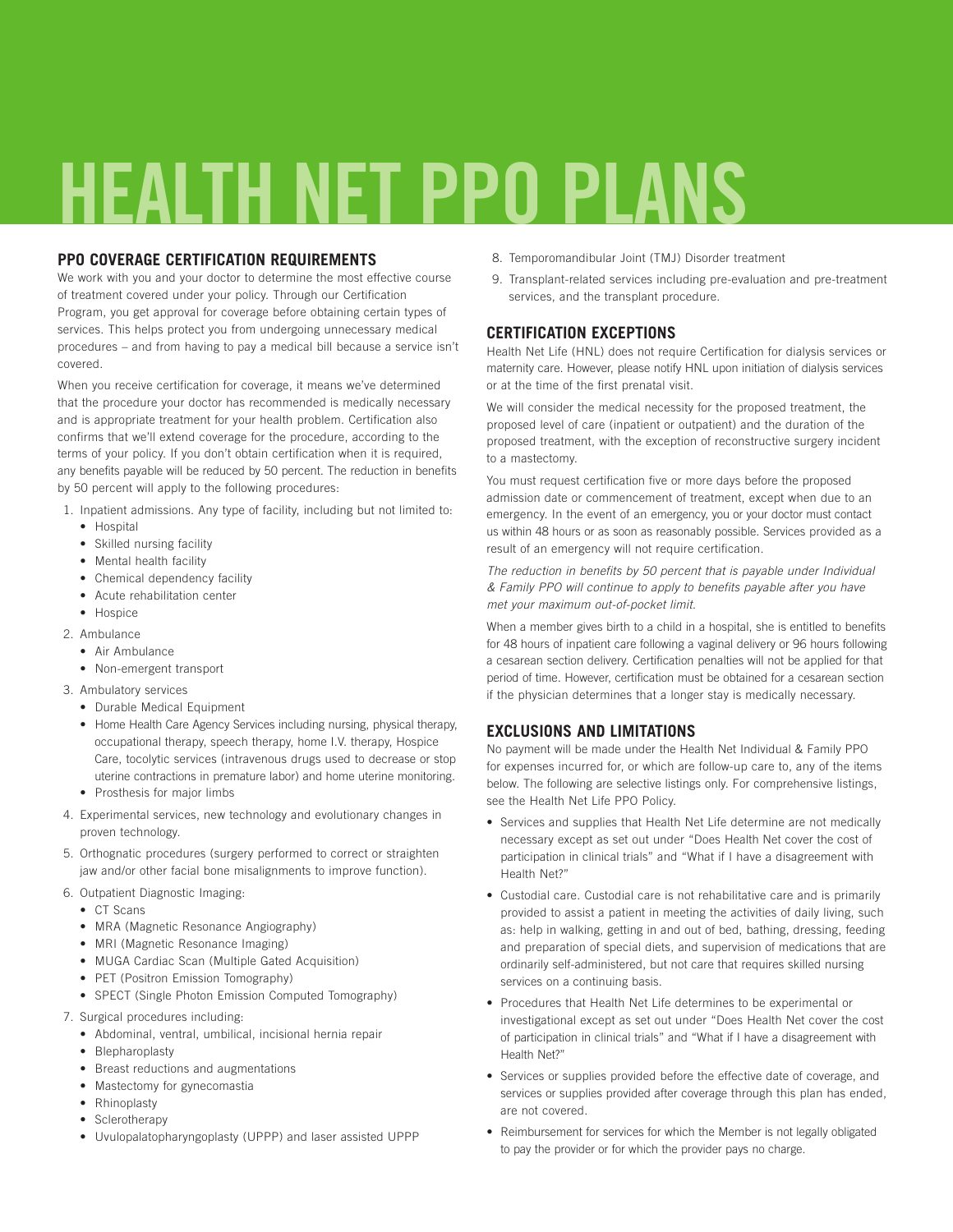# HEALTH NET PPO PLANS

## PPO COVERAGE CERTIFICATION REQUIREMENTS

We work with you and your doctor to determine the most effective course of treatment covered under your policy. Through our Certification Program, you get approval for coverage before obtaining certain types of services. This helps protect you from undergoing unnecessary medical procedures – and from having to pay a medical bill because a service isn't covered.

When you receive certification for coverage, it means we've determined that the procedure your doctor has recommended is medically necessary and is appropriate treatment for your health problem. Certification also confirms that we'll extend coverage for the procedure, according to the terms of your policy. If you don't obtain certification when it is required, any benefits payable will be reduced by 50 percent. The reduction in benefits by 50 percent will apply to the following procedures:

1. Inpatient admissions. Any type of facility, including but not limited to:
   - Hospital
   - Skilled nursing facility
   - Mental health facility
   - Chemical dependency facility
   - Acute rehabilitation center
   - Hospice
2. Ambulance
   - Air Ambulance
   - Non-emergent transport
3. Ambulatory services
   - Durable Medical Equipment
   - Home Health Care Agency Services including nursing, physical therapy, occupational therapy, speech therapy, home I.V. therapy, Hospice Care, tocolytic services (intravenous drugs used to decrease or stop uterine contractions in premature labor) and home uterine monitoring.
   - Prosthesis for major limbs
4. Experimental services, new technology and evolutionary changes in proven technology.
5. Orthognatic procedures (surgery performed to correct or straighten jaw and/or other facial bone misalignments to improve function).
6. Outpatient Diagnostic Imaging:
   - CT Scans
   - MRA (Magnetic Resonance Angiography)
   - MRI (Magnetic Resonance Imaging)
   - MUGA Cardiac Scan (Multiple Gated Acquisition)
   - PET (Positron Emission Tomography)
   - SPECT (Single Photon Emission Computed Tomography)
7. Surgical procedures including:
   - Abdominal, ventral, umbilical, incisional hernia repair
   - Blepharoplasty
   - Breast reductions and augmentations
   - Mastectomy for gynecomastia
   - Rhinoplasty
   - Sclerotherapy
   - Uvulopalatopharyngoplasty (UPPP) and laser assisted UPPP
8. Temporomandibular Joint (TMJ) Disorder treatment
9. Transplant-related services including pre-evaluation and pre-treatment services, and the transplant procedure.

## CERTIFICATION EXCEPTIONS

Health Net Life (HNL) does not require Certification for dialysis services or maternity care. However, please notify HNL upon initiation of dialysis services or at the time of the first prenatal visit.

We will consider the medical necessity for the proposed treatment, the proposed level of care (inpatient or outpatient) and the duration of the proposed treatment, with the exception of reconstructive surgery incident to a mastectomy.

You must request certification five or more days before the proposed admission date or commencement of treatment, except when due to an emergency. In the event of an emergency, you or your doctor must contact us within 48 hours or as soon as reasonably possible. Services provided as a result of an emergency will not require certification.

*The reduction in benefits by 50 percent that is payable under Individual & Family PPO will continue to apply to benefits payable after you have met your maximum out-of-pocket limit.*

When a member gives birth to a child in a hospital, she is entitled to benefits for 48 hours of inpatient care following a vaginal delivery or 96 hours following a cesarean section delivery. Certification penalties will not be applied for that period of time. However, certification must be obtained for a cesarean section if the physician determines that a longer stay is medically necessary.

## EXCLUSIONS AND LIMITATIONS

No payment will be made under the Health Net Individual & Family PPO for expenses incurred for, or which are follow-up care to, any of the items below. The following are selective listings only. For comprehensive listings, see the Health Net Life PPO Policy.

- Services and supplies that Health Net Life determine are not medically necessary except as set out under "Does Health Net cover the cost of participation in clinical trials" and "What if I have a disagreement with Health Net?"
- Custodial care. Custodial care is not rehabilitative care and is primarily provided to assist a patient in meeting the activities of daily living, such as: help in walking, getting in and out of bed, bathing, dressing, feeding and preparation of special diets, and supervision of medications that are ordinarily self-administered, but not care that requires skilled nursing services on a continuing basis.
- Procedures that Health Net Life determines to be experimental or investigational except as set out under "Does Health Net cover the cost of participation in clinical trials" and "What if I have a disagreement with Health Net?"
- Services or supplies provided before the effective date of coverage, and services or supplies provided after coverage through this plan has ended, are not covered.
- Reimbursement for services for which the Member is not legally obligated to pay the provider or for which the provider pays no charge.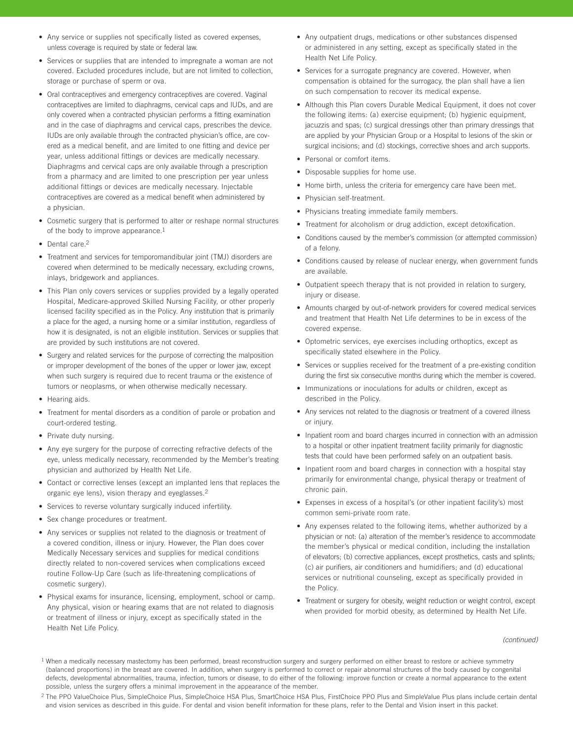- Any service or supplies not specifically listed as covered expenses, unless coverage is required by state or federal law.
- Services or supplies that are intended to impregnate a woman are not covered. Excluded procedures include, but are not limited to collection, storage or purchase of sperm or ova.
- Oral contraceptives and emergency contraceptives are covered. Vaginal contraceptives are limited to diaphragms, cervical caps and IUDs, and are only covered when a contracted physician performs a fitting examination and in the case of diaphragms and cervical caps, prescribes the device. IUDs are only available through the contracted physician's office, are covered as a medical benefit, and are limited to one fitting and device per year, unless additional fittings or devices are medically necessary. Diaphragms and cervical caps are only available through a prescription from a pharmacy and are limited to one prescription per year unless additional fittings or devices are medically necessary. Injectable contraceptives are covered as a medical benefit when administered by a physician.
- Cosmetic surgery that is performed to alter or reshape normal structures of the body to improve appearance.[1]
- Dental care.[2]
- Treatment and services for temporomandibular joint (TMJ) disorders are covered when determined to be medically necessary, excluding crowns, inlays, bridgework and appliances.
- This Plan only covers services or supplies provided by a legally operated Hospital, Medicare-approved Skilled Nursing Facility, or other properly licensed facility specified as in the Policy. Any institution that is primarily a place for the aged, a nursing home or a similar institution, regardless of how it is designated, is not an eligible institution. Services or supplies that are provided by such institutions are not covered.
- Surgery and related services for the purpose of correcting the malposition or improper development of the bones of the upper or lower jaw, except when such surgery is required due to recent trauma or the existence of tumors or neoplasms, or when otherwise medically necessary.
- Hearing aids.
- Treatment for mental disorders as a condition of parole or probation and court-ordered testing.
- Private duty nursing.
- Any eye surgery for the purpose of correcting refractive defects of the eye, unless medically necessary, recommended by the Member's treating physician and authorized by Health Net Life.
- Contact or corrective lenses (except an implanted lens that replaces the organic eye lens), vision therapy and eyeglasses.[2]
- Services to reverse voluntary surgically induced infertility.
- Sex change procedures or treatment.
- Any services or supplies not related to the diagnosis or treatment of a covered condition, illness or injury. However, the Plan does cover Medically Necessary services and supplies for medical conditions directly related to non-covered services when complications exceed routine Follow-Up Care (such as life-threatening complications of cosmetic surgery).
- Physical exams for insurance, licensing, employment, school or camp. Any physical, vision or hearing exams that are not related to diagnosis or treatment of illness or injury, except as specifically stated in the Health Net Life Policy.
- Any outpatient drugs, medications or other substances dispensed or administered in any setting, except as specifically stated in the Health Net Life Policy.
- Services for a surrogate pregnancy are covered. However, when compensation is obtained for the surrogacy, the plan shall have a lien on such compensation to recover its medical expense.
- Although this Plan covers Durable Medical Equipment, it does not cover the following items: (a) exercise equipment; (b) hygienic equipment, jacuzzis and spas; (c) surgical dressings other than primary dressings that are applied by your Physician Group or a Hospital to lesions of the skin or surgical incisions; and (d) stockings, corrective shoes and arch supports.
- Personal or comfort items.
- Disposable supplies for home use.
- Home birth, unless the criteria for emergency care have been met.
- Physician self-treatment.
- Physicians treating immediate family members.
- Treatment for alcoholism or drug addiction, except detoxification.
- Conditions caused by the member's commission (or attempted commission) of a felony.
- Conditions caused by release of nuclear energy, when government funds are available.
- Outpatient speech therapy that is not provided in relation to surgery, injury or disease.
- Amounts charged by out-of-network providers for covered medical services and treatment that Health Net Life determines to be in excess of the covered expense.
- Optometric services, eye exercises including orthoptics, except as specifically stated elsewhere in the Policy.
- Services or supplies received for the treatment of a pre-existing condition during the first six consecutive months during which the member is covered.
- Immunizations or inoculations for adults or children, except as described in the Policy.
- Any services not related to the diagnosis or treatment of a covered illness or injury.
- Inpatient room and board charges incurred in connection with an admission to a hospital or other inpatient treatment facility primarily for diagnostic tests that could have been performed safely on an outpatient basis.
- Inpatient room and board charges in connection with a hospital stay primarily for environmental change, physical therapy or treatment of chronic pain.
- Expenses in excess of a hospital's (or other inpatient facility's) most common semi-private room rate.
- Any expenses related to the following items, whether authorized by a physician or not: (a) alteration of the member's residence to accommodate the member's physical or medical condition, including the installation of elevators; (b) corrective appliances, except prosthetics, casts and splints; (c) air purifiers, air conditioners and humidifiers; and (d) educational services or nutritional counseling, except as specifically provided in the Policy.
- Treatment or surgery for obesity, weight reduction or weight control, except when provided for morbid obesity, as determined by Health Net Life.

*(continued)*

[1] When a medically necessary mastectomy has been performed, breast reconstruction surgery and surgery performed on either breast to restore or achieve symmetry (balanced proportions) in the breast are covered. In addition, when surgery is performed to correct or repair abnormal structures of the body caused by congenital defects, developmental abnormalities, trauma, infection, tumors or disease, to do either of the following: improve function or create a normal appearance to the extent possible, unless the surgery offers a minimal improvement in the appearance of the member.

[2] The PPO ValueChoice Plus, SimpleChoice Plus, SimpleChoice HSA Plus, SmartChoice HSA Plus, FirstChoice PPO Plus and SimpleValue Plus plans include certain dental and vision services as described in this guide. For dental and vision benefit information for these plans, refer to the Dental and Vision insert in this packet.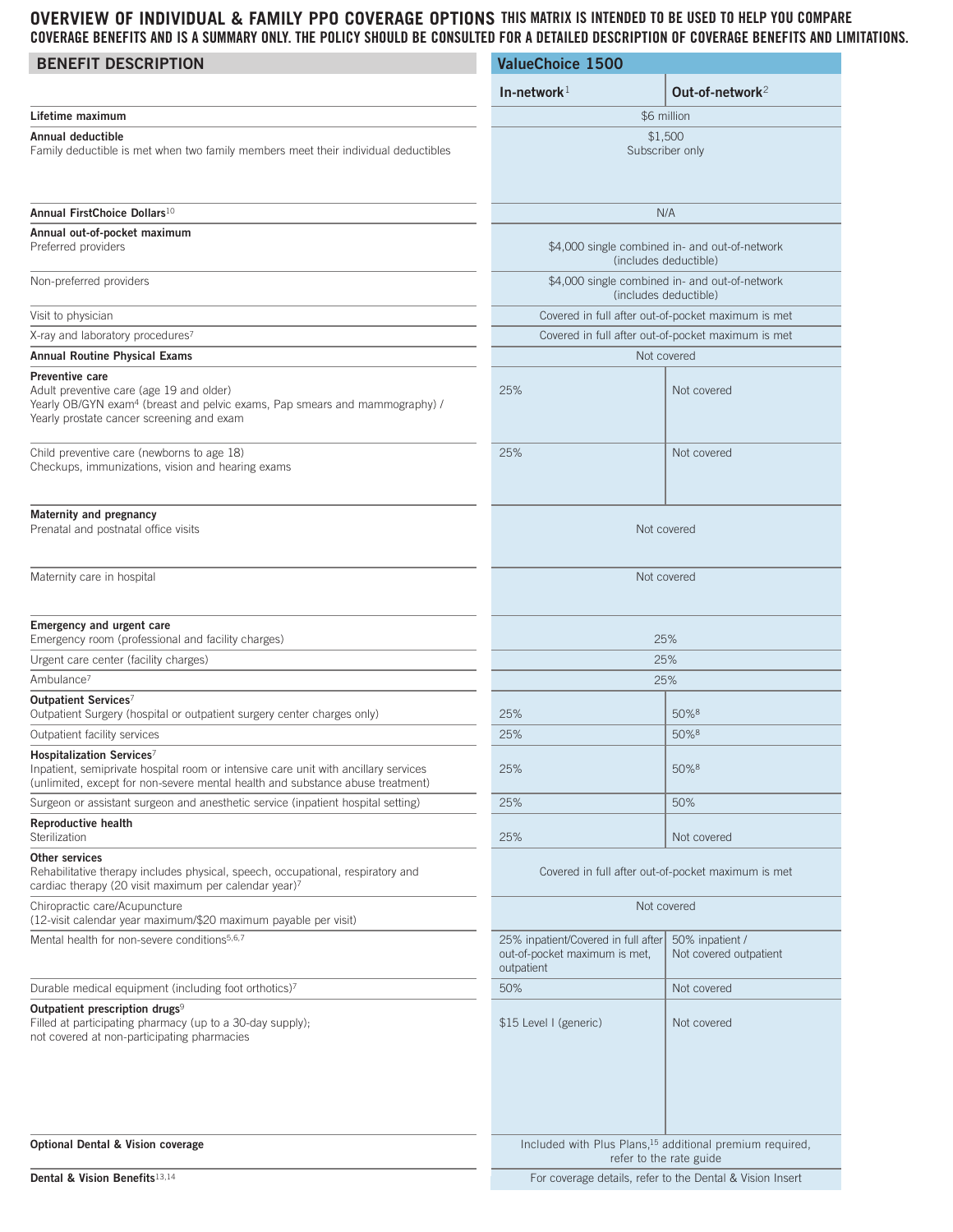# OVERVIEW OF INDIVIDUAL & FAMILY PPO COVERAGE OPTIONS

**THIS MATRIX IS INTENDED TO BE USED TO HELP YOU COMPARE COVERAGE BENEFITS AND IS A SUMMARY ONLY. THE POLICY SHOULD BE CONSULTED FOR A DETAILED DESCRIPTION OF COVERAGE BENEFITS AND LIMITATIONS.**

| BENEFIT DESCRIPTION | ValueChoice 1500 | |
|---|---|---|
| | **In-network**[1] | **Out-of-network**[2] |
| **Lifetime maximum** | $6 million | |
| **Annual deductible**<br>Family deductible is met when two family members meet their individual deductibles | $1,500<br>Subscriber only | |
| **Annual FirstChoice Dollars**[10] | N/A | |
| **Annual out-of-pocket maximum**<br>Preferred providers | $4,000 single combined in- and out-of-network (includes deductible) | |
| Non-preferred providers | $4,000 single combined in- and out-of-network (includes deductible) | |
| Visit to physician | Covered in full after out-of-pocket maximum is met | |
| X-ray and laboratory procedures[7] | Covered in full after out-of-pocket maximum is met | |
| **Annual Routine Physical Exams** | Not covered | |
| **Preventive care**<br>Adult preventive care (age 19 and older)<br>Yearly OB/GYN exam[4] (breast and pelvic exams, Pap smears and mammography) / Yearly prostate cancer screening and exam | 25% | Not covered |
| Child preventive care (newborns to age 18)<br>Checkups, immunizations, vision and hearing exams | 25% | Not covered |
| **Maternity and pregnancy**<br>Prenatal and postnatal office visits | Not covered | |
| Maternity care in hospital | Not covered | |
| **Emergency and urgent care**<br>Emergency room (professional and facility charges) | 25% | |
| Urgent care center (facility charges) | 25% | |
| Ambulance[7] | 25% | |
| **Outpatient Services**[7]<br>Outpatient Surgery (hospital or outpatient surgery center charges only) | 25% | 50%[8] |
| Outpatient facility services | 25% | 50%[8] |
| **Hospitalization Services**[7]<br>Inpatient, semiprivate hospital room or intensive care unit with ancillary services (unlimited, except for non-severe mental health and substance abuse treatment) | 25% | 50%[8] |
| Surgeon or assistant surgeon and anesthetic service (inpatient hospital setting) | 25% | 50% |
| **Reproductive health**<br>Sterilization | 25% | Not covered |
| **Other services**<br>Rehabilitative therapy includes physical, speech, occupational, respiratory and cardiac therapy (20 visit maximum per calendar year)[7] | Covered in full after out-of-pocket maximum is met | |
| Chiropractic care/Acupuncture<br>(12-visit calendar year maximum/$20 maximum payable per visit) | Not covered | |
| Mental health for non-severe conditions[5,6,7] | 25% inpatient/Covered in full after out-of-pocket maximum is met, outpatient | 50% inpatient / Not covered outpatient |
| Durable medical equipment (including foot orthotics)[7] | 50% | Not covered |
| **Outpatient prescription drugs**[9]<br>Filled at participating pharmacy (up to a 30-day supply); not covered at non-participating pharmacies | $15 Level I (generic) | Not covered |
| **Optional Dental & Vision coverage** | Included with Plus Plans,[15] additional premium required, refer to the rate guide | |
| **Dental & Vision Benefits**[13,14] | For coverage details, refer to the Dental & Vision Insert | |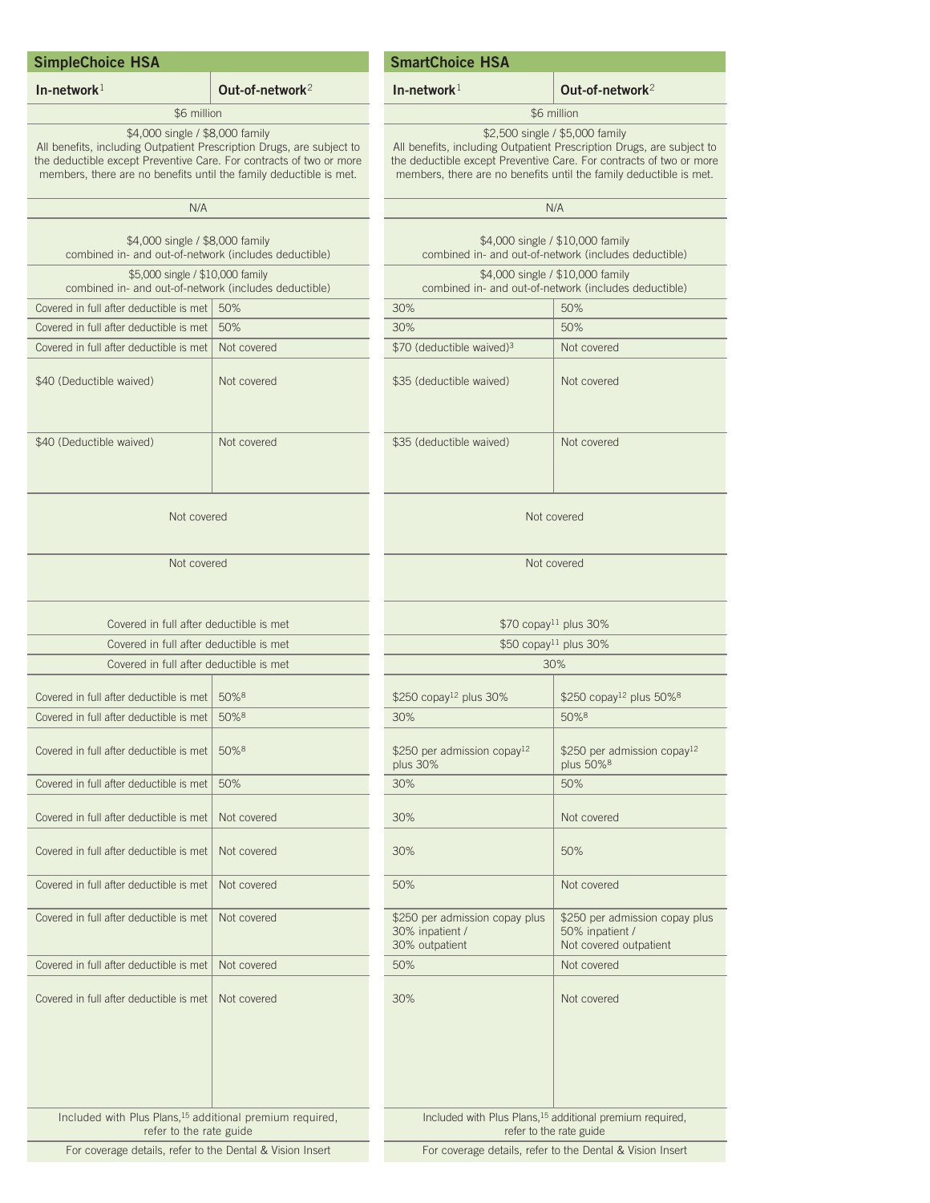| SimpleChoice HSA | | SmartChoice HSA | |
|---|---|---|---|
| In-network[1] | Out-of-network[2] | In-network[1] | Out-of-network[2] |
| $6 million | | $6 million | |
| $4,000 single / $8,000 family All benefits, including Outpatient Prescription Drugs, are subject to the deductible except Preventive Care. For contracts of two or more members, there are no benefits until the family deductible is met. | | $2,500 single / $5,000 family All benefits, including Outpatient Prescription Drugs, are subject to the deductible except Preventive Care. For contracts of two or more members, there are no benefits until the family deductible is met. | |
| N/A | | N/A | |
| $4,000 single / $8,000 family combined in- and out-of-network (includes deductible) | | $4,000 single / $10,000 family combined in- and out-of-network (includes deductible) | |
| $5,000 single / $10,000 family combined in- and out-of-network (includes deductible) | | $4,000 single / $10,000 family combined in- and out-of-network (includes deductible) | |
| Covered in full after deductible is met | 50% | 30% | 50% |
| Covered in full after deductible is met | 50% | 30% | 50% |
| Covered in full after deductible is met | Not covered | $70 (deductible waived)[3] | Not covered |
| $40 (Deductible waived) | Not covered | $35 (deductible waived) | Not covered |
| $40 (Deductible waived) | Not covered | $35 (deductible waived) | Not covered |
| Not covered | | Not covered | |
| Not covered | | Not covered | |
| Covered in full after deductible is met | | $70 copay[11] plus 30% | |
| Covered in full after deductible is met | | $50 copay[11] plus 30% | |
| Covered in full after deductible is met | | 30% | |
| Covered in full after deductible is met | 50%[8] | $250 copay[12] plus 30% | $250 copay[12] plus 50%[8] |
| Covered in full after deductible is met | 50%[8] | 30% | 50%[8] |
| Covered in full after deductible is met | 50%[8] | $250 per admission copay[12] plus 30% | $250 per admission copay[12] plus 50%[8] |
| Covered in full after deductible is met | 50% | 30% | 50% |
| Covered in full after deductible is met | Not covered | 30% | Not covered |
| Covered in full after deductible is met | Not covered | 30% | 50% |
| Covered in full after deductible is met | Not covered | 50% | Not covered |
| Covered in full after deductible is met | Not covered | $250 per admission copay plus 30% inpatient / 30% outpatient | $250 per admission copay plus 50% inpatient / Not covered outpatient |
| Covered in full after deductible is met | Not covered | 50% | Not covered |
| Covered in full after deductible is met | Not covered | 30% | Not covered |
| Included with Plus Plans,[15] additional premium required, refer to the rate guide | | Included with Plus Plans,[15] additional premium required, refer to the rate guide | |
| For coverage details, refer to the Dental & Vision Insert | | For coverage details, refer to the Dental & Vision Insert | |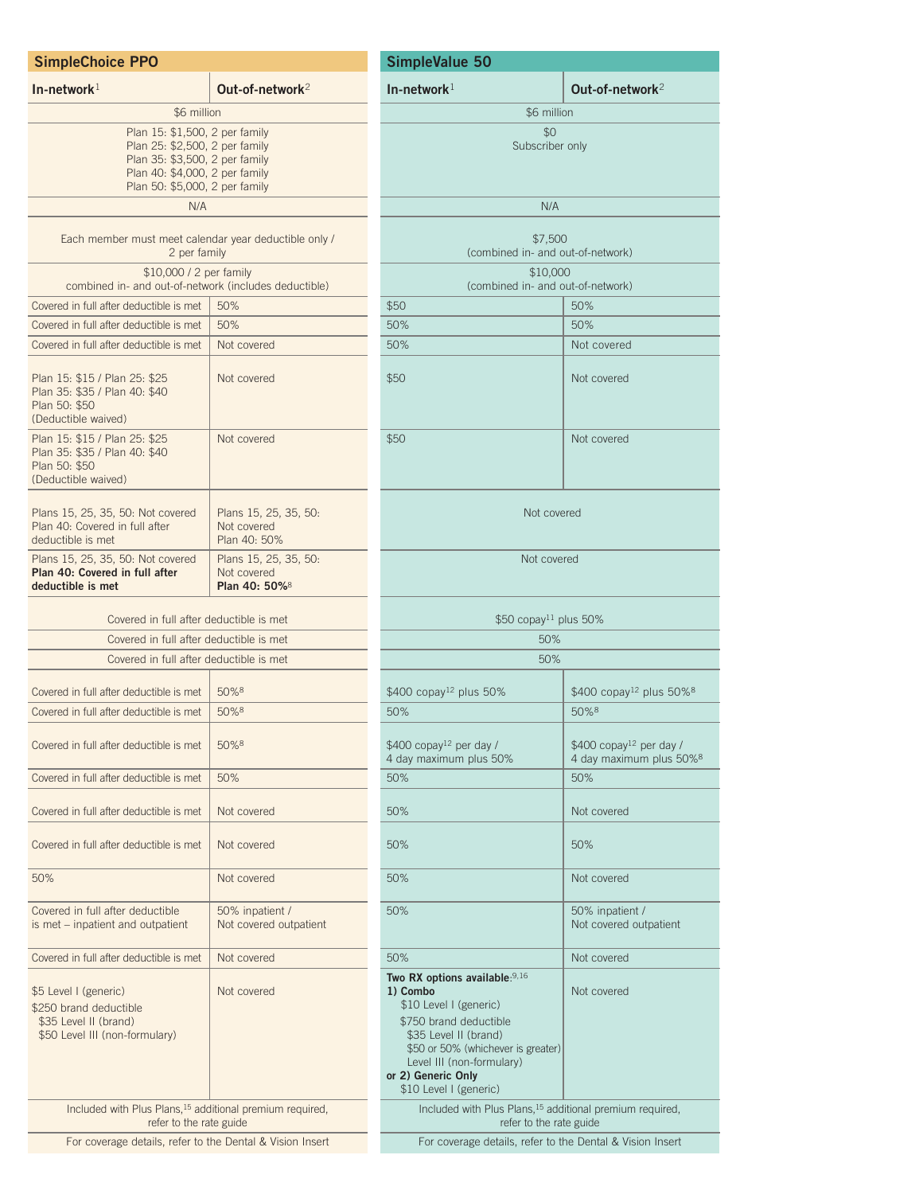| SimpleChoice PPO | | SimpleValue 50 | |
|---|---|---|---|
| **In-network**[1] | **Out-of-network**[2] | **In-network**[1] | **Out-of-network**[2] |
| $6 million | | $6 million | |
| Plan 15: $1,500, 2 per family<br>Plan 25: $2,500, 2 per family<br>Plan 35: $3,500, 2 per family<br>Plan 40: $4,000, 2 per family<br>Plan 50: $5,000, 2 per family | | $0<br>Subscriber only | |
| N/A | | N/A | |
| Each member must meet calendar year deductible only / 2 per family | | $7,500<br>(combined in- and out-of-network) | |
| $10,000 / 2 per family<br>combined in- and out-of-network (includes deductible) | | $10,000<br>(combined in- and out-of-network) | |
| Covered in full after deductible is met | 50% | $50 | 50% |
| Covered in full after deductible is met | 50% | 50% | 50% |
| Covered in full after deductible is met | Not covered | 50% | Not covered |
| Plan 15: $15 / Plan 25: $25<br>Plan 35: $35 / Plan 40: $40<br>Plan 50: $50<br>(Deductible waived) | Not covered | $50 | Not covered |
| Plan 15: $15 / Plan 25: $25<br>Plan 35: $35 / Plan 40: $40<br>Plan 50: $50<br>(Deductible waived) | Not covered | $50 | Not covered |
| Plans 15, 25, 35, 50: Not covered<br>Plan 40: Covered in full after deductible is met | Plans 15, 25, 35, 50: Not covered<br>Plan 40: 50% | Not covered | |
| Plans 15, 25, 35, 50: Not covered<br>**Plan 40: Covered in full after deductible is met** | Plans 15, 25, 35, 50: Not covered<br>**Plan 40: 50%**[8] | Not covered | |
| Covered in full after deductible is met | | $50 copay[11] plus 50% | |
| Covered in full after deductible is met | | 50% | |
| Covered in full after deductible is met | | 50% | |
| Covered in full after deductible is met | 50%[8] | $400 copay[12] plus 50% | $400 copay[12] plus 50%[8] |
| Covered in full after deductible is met | 50%[8] | 50% | 50%[8] |
| Covered in full after deductible is met | 50%[8] | $400 copay[12] per day / 4 day maximum plus 50% | $400 copay[12] per day / 4 day maximum plus 50%[8] |
| Covered in full after deductible is met | 50% | 50% | 50% |
| Covered in full after deductible is met | Not covered | 50% | Not covered |
| Covered in full after deductible is met | Not covered | 50% | 50% |
| 50% | Not covered | 50% | Not covered |
| Covered in full after deductible is met – inpatient and outpatient | 50% inpatient /<br>Not covered outpatient | 50% | 50% inpatient /<br>Not covered outpatient |
| Covered in full after deductible is met | Not covered | 50% | Not covered |
| $5 Level I (generic)<br>$250 brand deductible<br>$35 Level II (brand)<br>$50 Level III (non-formulary) | Not covered | **Two RX options available**:[9,16]<br>**1) Combo**<br>$10 Level I (generic)<br>$750 brand deductible<br>$35 Level II (brand)<br>$50 or 50% (whichever is greater) Level III (non-formulary)<br>**or 2) Generic Only**<br>$10 Level I (generic) | Not covered |
| Included with Plus Plans,[15] additional premium required, refer to the rate guide | | Included with Plus Plans,[15] additional premium required, refer to the rate guide | |
| For coverage details, refer to the Dental & Vision Insert | | For coverage details, refer to the Dental & Vision Insert | |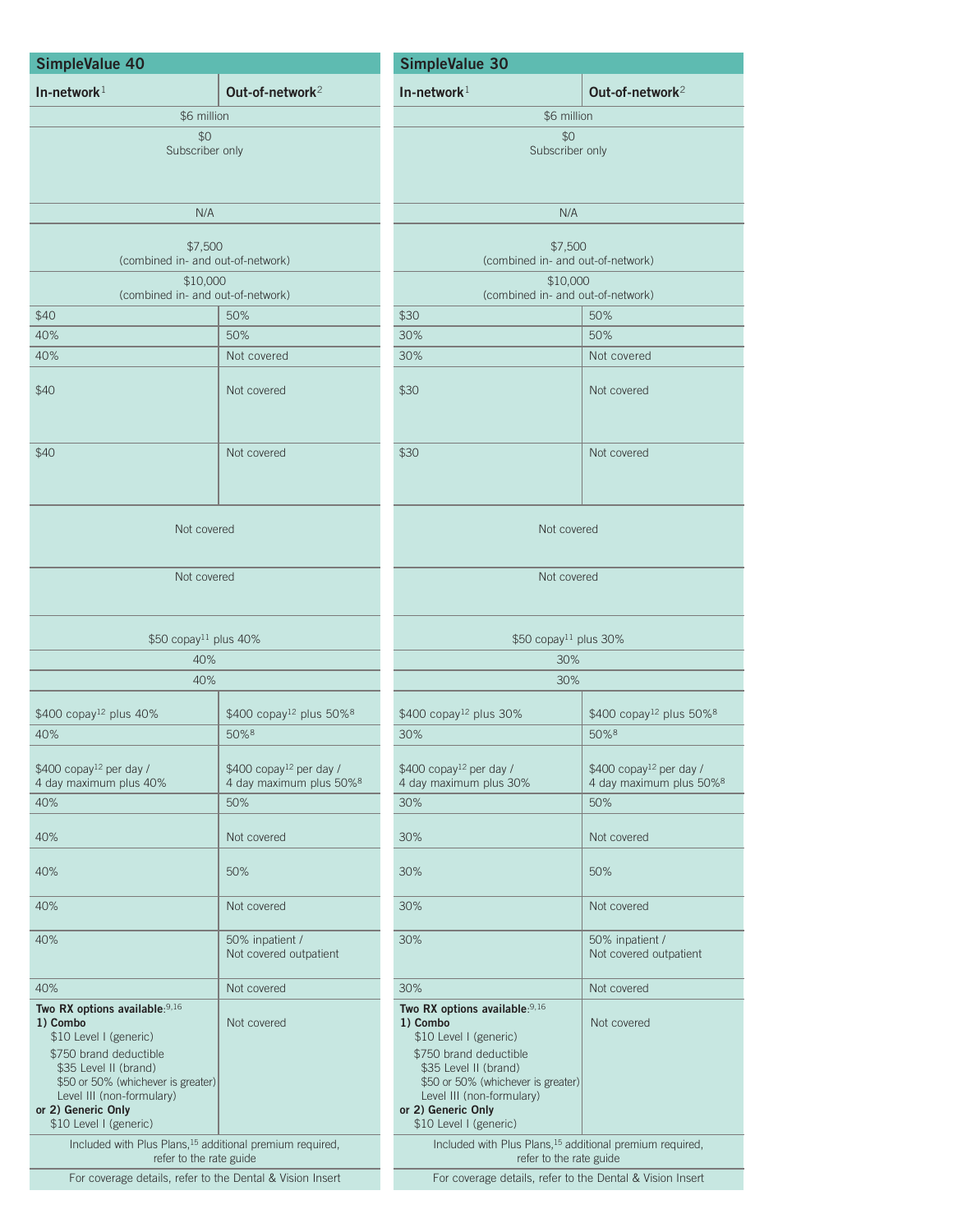| SimpleValue 40 | | SimpleValue 30 | |
|---|---|---|---|
| In-network[1] | Out-of-network[2] | In-network[1] | Out-of-network[2] |
| $6 million | | $6 million | |
| $0 Subscriber only | | $0 Subscriber only | |
| N/A | | N/A | |
| $7,500 (combined in- and out-of-network) | | $7,500 (combined in- and out-of-network) | |
| $10,000 (combined in- and out-of-network) | | $10,000 (combined in- and out-of-network) | |
| $40 | 50% | $30 | 50% |
| 40% | 50% | 30% | 50% |
| 40% | Not covered | 30% | Not covered |
| $40 | Not covered | $30 | Not covered |
| $40 | Not covered | $30 | Not covered |
| Not covered | | Not covered | |
| Not covered | | Not covered | |
| $50 copay[11] plus 40% | | $50 copay[11] plus 30% | |
| 40% | | 30% | |
| 40% | | 30% | |
| $400 copay[12] plus 40% | $400 copay[12] plus 50%[8] | $400 copay[12] plus 30% | $400 copay[12] plus 50%[8] |
| 40% | 50%[8] | 30% | 50%[8] |
| $400 copay[12] per day / 4 day maximum plus 40% | $400 copay[12] per day / 4 day maximum plus 50%[8] | $400 copay[12] per day / 4 day maximum plus 30% | $400 copay[12] per day / 4 day maximum plus 50%[8] |
| 40% | 50% | 30% | 50% |
| 40% | Not covered | 30% | Not covered |
| 40% | 50% | 30% | 50% |
| 40% | Not covered | 30% | Not covered |
| 40% | 50% inpatient / Not covered outpatient | 30% | 50% inpatient / Not covered outpatient |
| 40% | Not covered | 30% | Not covered |
| **Two RX options available**:[9,16] **1) Combo** $10 Level I (generic) $750 brand deductible $35 Level II (brand) $50 or 50% (whichever is greater) Level III (non-formulary) **or 2) Generic Only** $10 Level I (generic) | Not covered | **Two RX options available**:[9,16] **1) Combo** $10 Level I (generic) $750 brand deductible $35 Level II (brand) $50 or 50% (whichever is greater) Level III (non-formulary) **or 2) Generic Only** $10 Level I (generic) | Not covered |
| Included with Plus Plans,[15] additional premium required, refer to the rate guide | | Included with Plus Plans,[15] additional premium required, refer to the rate guide | |
| For coverage details, refer to the Dental & Vision Insert | | For coverage details, refer to the Dental & Vision Insert | |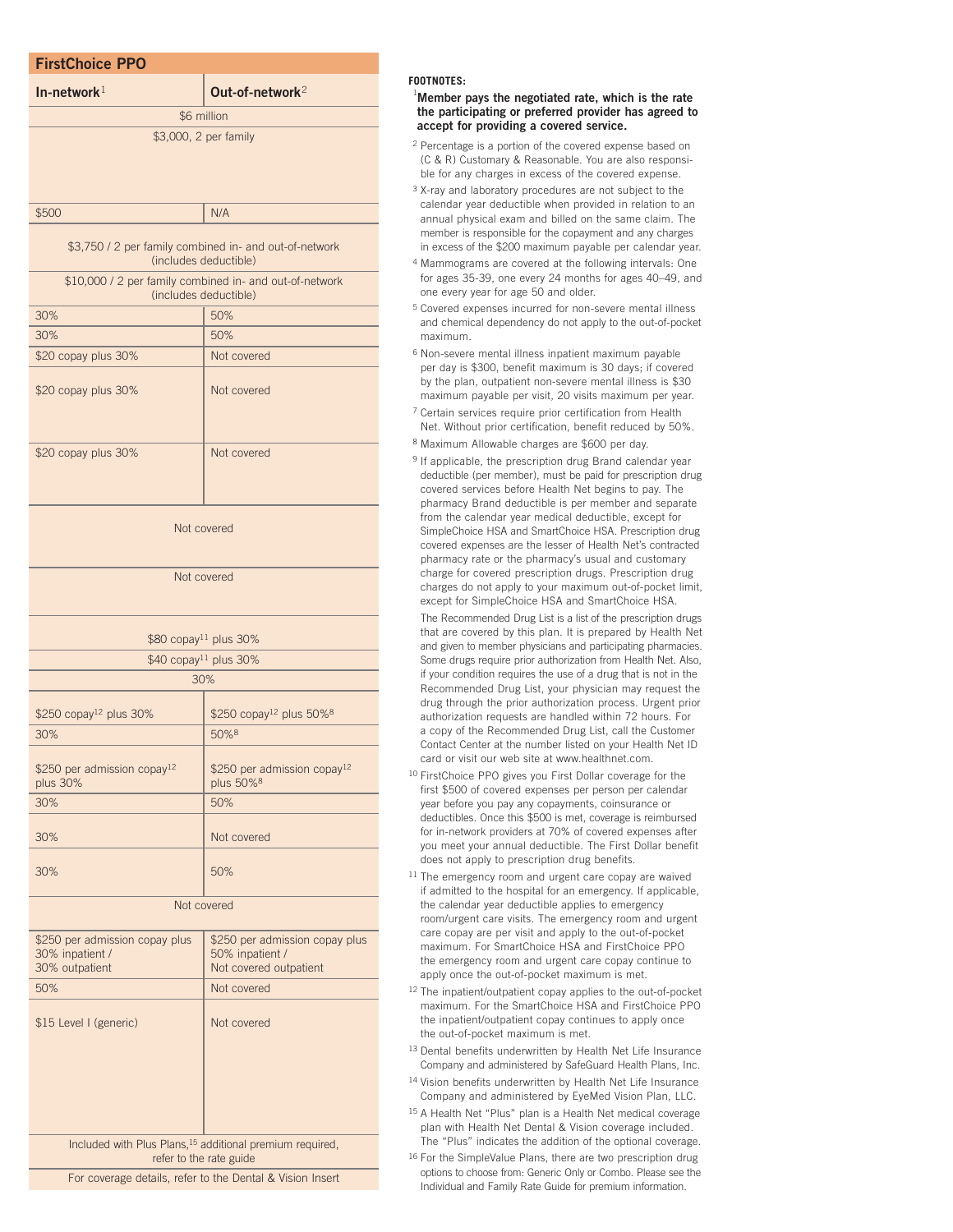## FirstChoice PPO

| In-network[1] | Out-of-network[2] |
|---|---|
| $6 million | |
| $3,000, 2 per family | |
| $500 | N/A |
| $3,750 / 2 per family combined in- and out-of-network (includes deductible) | |
| $10,000 / 2 per family combined in- and out-of-network (includes deductible) | |
| 30% | 50% |
| 30% | 50% |
| $20 copay plus 30% | Not covered |
| $20 copay plus 30% | Not covered |
| $20 copay plus 30% | Not covered |
| Not covered | |
| Not covered | |
| $80 copay[11] plus 30% | |
| $40 copay[11] plus 30% | |
| 30% | |
| $250 copay[12] plus 30% | $250 copay[12] plus 50%[8] |
| 30% | 50%[8] |
| $250 per admission copay[12] plus 30% | $250 per admission copay[12] plus 50%[8] |
| 30% | 50% |
| 30% | Not covered |
| 30% | 50% |
| Not covered | |
| $250 per admission copay plus 30% inpatient / 30% outpatient | $250 per admission copay plus 50% inpatient / Not covered outpatient |
| 50% | Not covered |
| $15 Level I (generic) | Not covered |
| Included with Plus Plans,[15] additional premium required, refer to the rate guide | |
| For coverage details, refer to the Dental & Vision Insert | |

**FOOTNOTES:**

[1] **Member pays the negotiated rate, which is the rate the participating or preferred provider has agreed to accept for providing a covered service.**

[2] Percentage is a portion of the covered expense based on (C & R) Customary & Reasonable. You are also responsible for any charges in excess of the covered expense.

[3] X-ray and laboratory procedures are not subject to the calendar year deductible when provided in relation to an annual physical exam and billed on the same claim. The member is responsible for the copayment and any charges in excess of the $200 maximum payable per calendar year.

[4] Mammograms are covered at the following intervals: One for ages 35-39, one every 24 months for ages 40–49, and one every year for age 50 and older.

[5] Covered expenses incurred for non-severe mental illness and chemical dependency do not apply to the out-of-pocket maximum.

[6] Non-severe mental illness inpatient maximum payable per day is $300, benefit maximum is 30 days; if covered by the plan, outpatient non-severe mental illness is $30 maximum payable per visit, 20 visits maximum per year.

[7] Certain services require prior certification from Health Net. Without prior certification, benefit reduced by 50%.

[8] Maximum Allowable charges are $600 per day.

[9] If applicable, the prescription drug Brand calendar year deductible (per member), must be paid for prescription drug covered services before Health Net begins to pay. The pharmacy Brand deductible is per member and separate from the calendar year medical deductible, except for SimpleChoice HSA and SmartChoice HSA. Prescription drug covered expenses are the lesser of Health Net's contracted pharmacy rate or the pharmacy's usual and customary charge for covered prescription drugs. Prescription drug charges do not apply to your maximum out-of-pocket limit, except for SimpleChoice HSA and SmartChoice HSA.

The Recommended Drug List is a list of the prescription drugs that are covered by this plan. It is prepared by Health Net and given to member physicians and participating pharmacies. Some drugs require prior authorization from Health Net. Also, if your condition requires the use of a drug that is not in the Recommended Drug List, your physician may request the drug through the prior authorization process. Urgent prior authorization requests are handled within 72 hours. For a copy of the Recommended Drug List, call the Customer Contact Center at the number listed on your Health Net ID card or visit our web site at www.healthnet.com.

[10] FirstChoice PPO gives you First Dollar coverage for the first $500 of covered expenses per person per calendar year before you pay any copayments, coinsurance or deductibles. Once this $500 is met, coverage is reimbursed for in-network providers at 70% of covered expenses after you meet your annual deductible. The First Dollar benefit does not apply to prescription drug benefits.

[11] The emergency room and urgent care copay are waived if admitted to the hospital for an emergency. If applicable, the calendar year deductible applies to emergency room/urgent care visits. The emergency room and urgent care copay are per visit and apply to the out-of-pocket maximum. For SmartChoice HSA and FirstChoice PPO the emergency room and urgent care copay continue to apply once the out-of-pocket maximum is met.

[12] The inpatient/outpatient copay applies to the out-of-pocket maximum. For the SmartChoice HSA and FirstChoice PPO the inpatient/outpatient copay continues to apply once the out-of-pocket maximum is met.

[13] Dental benefits underwritten by Health Net Life Insurance Company and administered by SafeGuard Health Plans, Inc.

[14] Vision benefits underwritten by Health Net Life Insurance Company and administered by EyeMed Vision Plan, LLC.

[15] A Health Net "Plus" plan is a Health Net medical coverage plan with Health Net Dental & Vision coverage included. The "Plus" indicates the addition of the optional coverage.

[16] For the SimpleValue Plans, there are two prescription drug options to choose from: Generic Only or Combo. Please see the Individual and Family Rate Guide for premium information.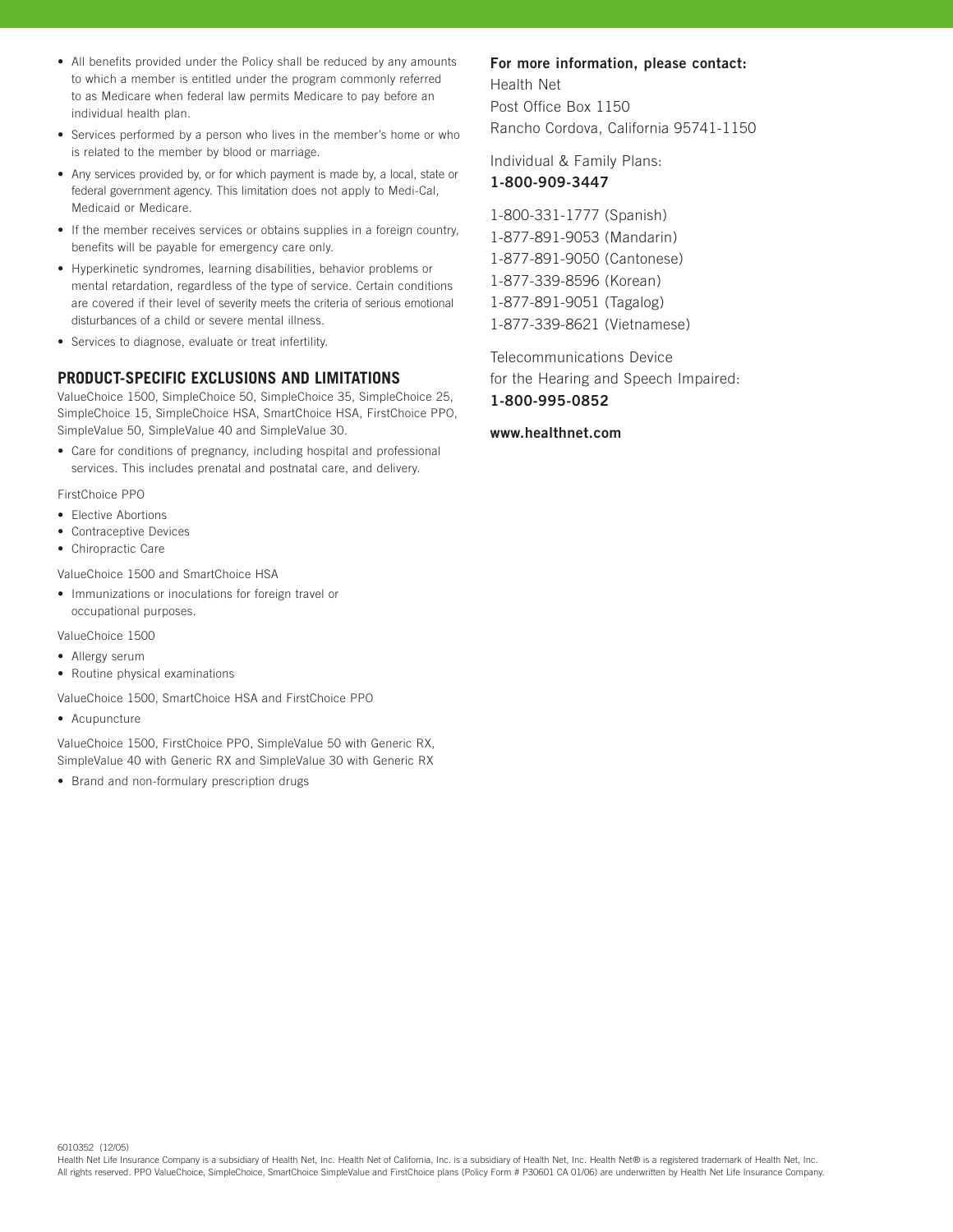- All benefits provided under the Policy shall be reduced by any amounts to which a member is entitled under the program commonly referred to as Medicare when federal law permits Medicare to pay before an individual health plan.
- Services performed by a person who lives in the member's home or who is related to the member by blood or marriage.
- Any services provided by, or for which payment is made by, a local, state or federal government agency. This limitation does not apply to Medi-Cal, Medicaid or Medicare.
- If the member receives services or obtains supplies in a foreign country, benefits will be payable for emergency care only.
- Hyperkinetic syndromes, learning disabilities, behavior problems or mental retardation, regardless of the type of service. Certain conditions are covered if their level of severity meets the criteria of serious emotional disturbances of a child or severe mental illness.
- Services to diagnose, evaluate or treat infertility.

## PRODUCT-SPECIFIC EXCLUSIONS AND LIMITATIONS

ValueChoice 1500, SimpleChoice 50, SimpleChoice 35, SimpleChoice 25, SimpleChoice 15, SimpleChoice HSA, SmartChoice HSA, FirstChoice PPO, SimpleValue 50, SimpleValue 40 and SimpleValue 30.

- Care for conditions of pregnancy, including hospital and professional services. This includes prenatal and postnatal care, and delivery.

FirstChoice PPO

- Elective Abortions
- Contraceptive Devices
- Chiropractic Care

ValueChoice 1500 and SmartChoice HSA

- Immunizations or inoculations for foreign travel or occupational purposes.

ValueChoice 1500

- Allergy serum
- Routine physical examinations

ValueChoice 1500, SmartChoice HSA and FirstChoice PPO

- Acupuncture

ValueChoice 1500, FirstChoice PPO, SimpleValue 50 with Generic RX, SimpleValue 40 with Generic RX and SimpleValue 30 with Generic RX

- Brand and non-formulary prescription drugs

**For more information, please contact:**

Health Net
Post Office Box 1150
Rancho Cordova, California 95741-1150

Individual & Family Plans:
**1-800-909-3447**

1-800-331-1777 (Spanish)
1-877-891-9053 (Mandarin)
1-877-891-9050 (Cantonese)
1-877-339-8596 (Korean)
1-877-891-9051 (Tagalog)
1-877-339-8621 (Vietnamese)

Telecommunications Device
for the Hearing and Speech Impaired:
**1-800-995-0852**

**www.healthnet.com**

6010352 (12/05)
Health Net Life Insurance Company is a subsidiary of Health Net, Inc. Health Net of California, Inc. is a subsidiary of Health Net, Inc. Health Net® is a registered trademark of Health Net, Inc. All rights reserved. PPO ValueChoice, SimpleChoice, SmartChoice SimpleValue and FirstChoice plans (Policy Form # P30601 CA 01/06) are underwritten by Health Net Life Insurance Company.